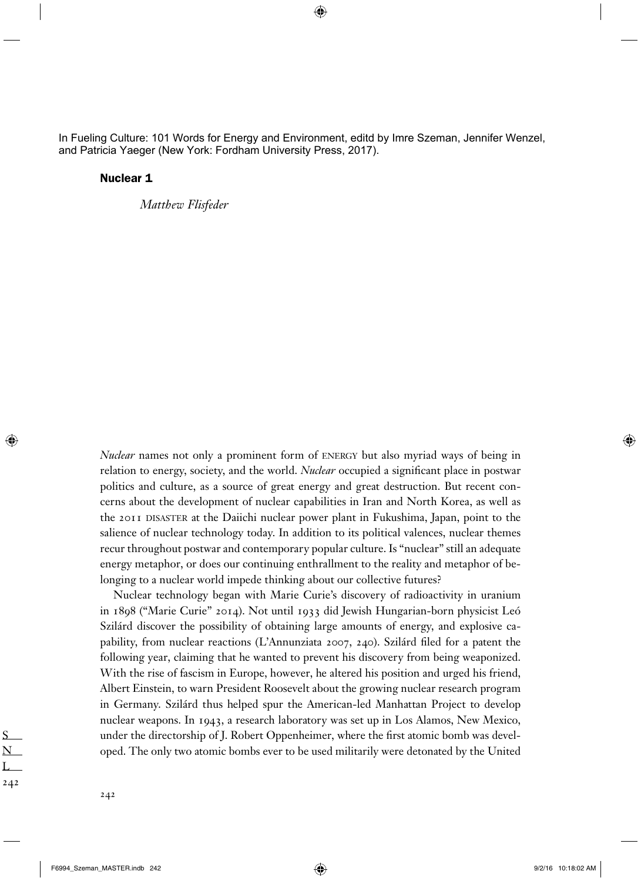In Fueling Culture: 101 Words for Energy and Environment, editd by Imre Szeman, Jennifer Wenzel, and Patricia Yaeger (New York: Fordham University Press, 2017).

# Nuclear 1

*Matthew Flisfeder*

*Nuclear* names not only a prominent form of ENERGY but also myriad ways of being in relation to energy, society, and the world. *Nuclear* occupied a significant place in postwar politics and culture, as a source of great energy and great destruction. But recent concerns about the development of nuclear capabilities in Iran and North Korea, as well as the 2011 DISASTER at the Daiichi nuclear power plant in Fukushima, Japan, point to the salience of nuclear technology today. In addition to its political valences, nuclear themes recur throughout postwar and contemporary popular culture. Is "nuclear" still an adequate energy metaphor, or does our continuing enthrallment to the reality and metaphor of belonging to a nuclear world impede thinking about our collective futures?

Nuclear technology began with Marie Curie's discovery of radioactivity in uranium in 1898 ("Marie Curie" 2014). Not until 1933 did Jewish Hungarian-born physicist Leó Szilárd discover the possibility of obtaining large amounts of energy, and explosive capability, from nuclear reactions (L'Annunziata 2007, 240). Szilárd filed for a patent the following year, claiming that he wanted to prevent his discovery from being weaponized. With the rise of fascism in Europe, however, he altered his position and urged his friend, Albert Einstein, to warn President Roosevelt about the growing nuclear research program in Germany. Szilárd thus helped spur the American-led Manhattan Project to develop nuclear weapons. In 1943, a research laboratory was set up in Los Alamos, New Mexico, under the directorship of J. Robert Oppenheimer, where the first atomic bomb was developed. The only two atomic bombs ever to be used militarily were detonated by the United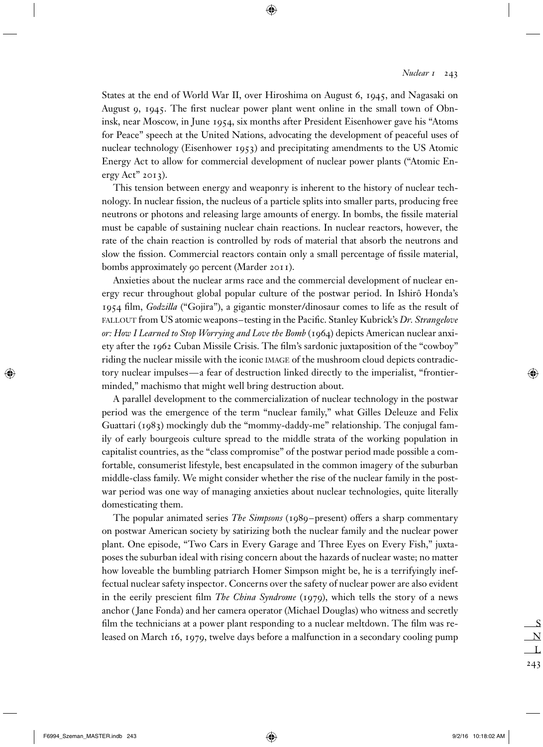States at the end of World War II, over Hiroshima on August 6, 1945, and Nagasaki on August 9, 1945. The first nuclear power plant went online in the small town of Obninsk, near Moscow, in June 1954, six months after President Eisenhower gave his "Atoms for Peace" speech at the United Nations, advocating the development of peaceful uses of nuclear technology (Eisenhower 1953) and precipitating amendments to the US Atomic Energy Act to allow for commercial development of nuclear power plants ("Atomic Energy Act" 2013).

This tension between energy and weaponry is inherent to the history of nuclear technology. In nuclear fission, the nucleus of a particle splits into smaller parts, producing free neutrons or photons and releasing large amounts of energy. In bombs, the fissile material must be capable of sustaining nuclear chain reactions. In nuclear reactors, however, the rate of the chain reaction is controlled by rods of material that absorb the neutrons and slow the fission. Commercial reactors contain only a small percentage of fissile material, bombs approximately 90 percent (Marder 2011).

Anxieties about the nuclear arms race and the commercial development of nuclear energy recur throughout global popular culture of the postwar period. In Ishirô Honda's 1954 film, *Godzilla* ("Gojira"), a gigantic monster/dinosaur comes to life as the result of FALLOUT from US atomic weapons–testing in the Pacific. Stanley Kubrick's *Dr. Strangelove or: How I Learned to Stop Worrying and Love the Bomb* (1964) depicts American nuclear anxiety after the 1962 Cuban Missile Crisis. The film's sardonic juxtaposition of the "cowboy" riding the nuclear missile with the iconic IMAGE of the mushroom cloud depicts contradictory nuclear impulses—a fear of destruction linked directly to the imperialist, "frontier-minded," machismo that might well bring destruction about.

A parallel development to the commercialization of nuclear technology in the postwar period was the emergence of the term "nuclear family," what Gilles Deleuze and Felix Guattari (1983) mockingly dub the "mommy-daddy-me" relationship. The conjugal family of early bourgeois culture spread to the middle strata of the working population in capitalist countries, as the "class compromise" of the postwar period made possible a comfortable, consumerist lifestyle, best encapsulated in the common imagery of the suburban middle-class family. We might consider whether the rise of the nuclear family in the postwar period was one way of managing anxieties about nuclear technologies, quite literally domesticating them.

The popular animated series *The Simpsons* (1989–present) offers a sharp commentary on postwar American society by satirizing both the nuclear family and the nuclear power plant. One episode, "Two Cars in Every Garage and Three Eyes on Every Fish," juxtaposes the suburban ideal with rising concern about the hazards of nuclear waste; no matter how loveable the bumbling patriarch Homer Simpson might be, he is a terrifyingly ineffectual nuclear safety inspector. Concerns over the safety of nuclear power are also evident in the eerily prescient film *The China Syndrome* (1979), which tells the story of a news anchor (Jane Fonda) and her camera operator (Michael Douglas) who witness and secretly film the technicians at a power plant responding to a nuclear meltdown. The film was released on March 16, 1979, twelve days before a malfunction in a secondary cooling pump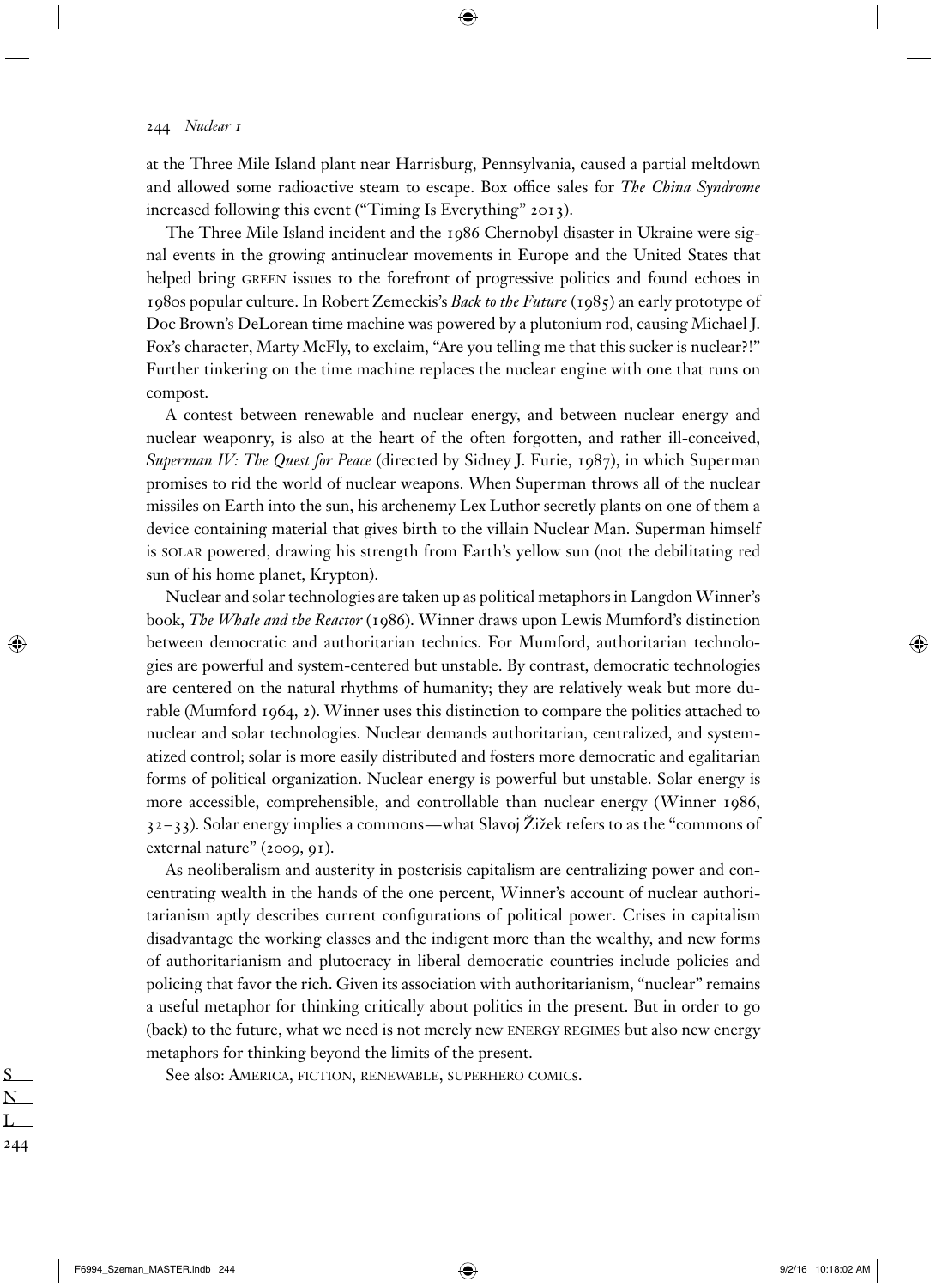at the Three Mile Island plant near Harrisburg, Pennsylvania, caused a partial meltdown and allowed some radioactive steam to escape. Box office sales for *The China Syndrome* increased following this event ("Timing Is Everything" 2013).

The Three Mile Island incident and the 1986 Chernobyl disaster in Ukraine were signal events in the growing antinuclear movements in Europe and the United States that helped bring GREEN issues to the forefront of progressive politics and found echoes in 1980s popular culture. In Robert Zemeckis's *Back to the Future* (1985) an early prototype of Doc Brown's DeLorean time machine was powered by a plutonium rod, causing Michael J. Fox's character, Marty McFly, to exclaim, "Are you telling me that this sucker is nuclear?!" Further tinkering on the time machine replaces the nuclear engine with one that runs on compost.

A contest between renewable and nuclear energy, and between nuclear energy and nuclear weaponry, is also at the heart of the often forgotten, and rather ill-conceived, *Superman IV: The Quest for Peace* (directed by Sidney J. Furie, 1987), in which Superman promises to rid the world of nuclear weapons. When Superman throws all of the nuclear missiles on Earth into the sun, his archenemy Lex Luthor secretly plants on one of them a device containing material that gives birth to the villain Nuclear Man. Superman himself is SOLAR powered, drawing his strength from Earth's yellow sun (not the debilitating red sun of his home planet, Krypton).

Nuclear and solar technologies are taken up as political metaphors in Langdon Winner's book, *The Whale and the Reactor* (1986). Winner draws upon Lewis Mumford's distinction between democratic and authoritarian technics. For Mumford, authoritarian technologies are powerful and system-centered but unstable. By contrast, democratic technologies are centered on the natural rhythms of humanity; they are relatively weak but more durable (Mumford 1964, 2). Winner uses this distinction to compare the politics attached to nuclear and solar technologies. Nuclear demands authoritarian, centralized, and systematized control; solar is more easily distributed and fosters more democratic and egalitarian forms of political organization. Nuclear energy is powerful but unstable. Solar energy is more accessible, comprehensible, and controllable than nuclear energy (Winner 1986, 32–33). Solar energy implies a commons—what Slavoj Žižek refers to as the "commons of external nature" (2009, 91).

As neoliberalism and austerity in postcrisis capitalism are centralizing power and concentrating wealth in the hands of the one percent, Winner's account of nuclear authoritarianism aptly describes current configurations of political power. Crises in capitalism disadvantage the working classes and the indigent more than the wealthy, and new forms of authoritarianism and plutocracy in liberal democratic countries include policies and policing that favor the rich. Given its association with authoritarianism, "nuclear" remains a useful metaphor for thinking critically about politics in the present. But in order to go (back) to the future, what we need is not merely new ENERGY REGIMES but also new energy metaphors for thinking beyond the limits of the present.

See also: AMERICA, FICTION, RENEWABLE, SUPERHERO COMICS.